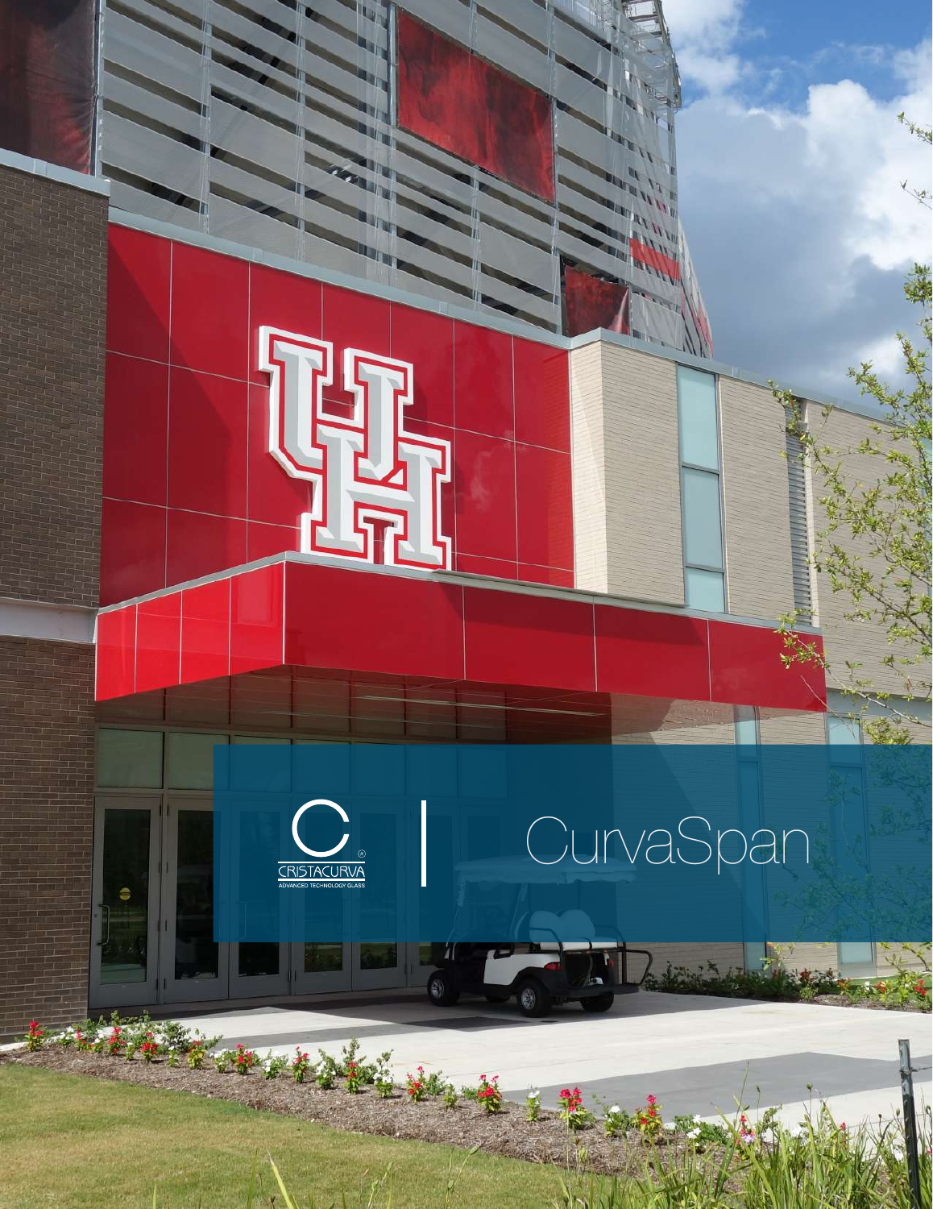CRISTACURVA

ADVANCED TECHNOLOGY GLASS

# CurvaSpan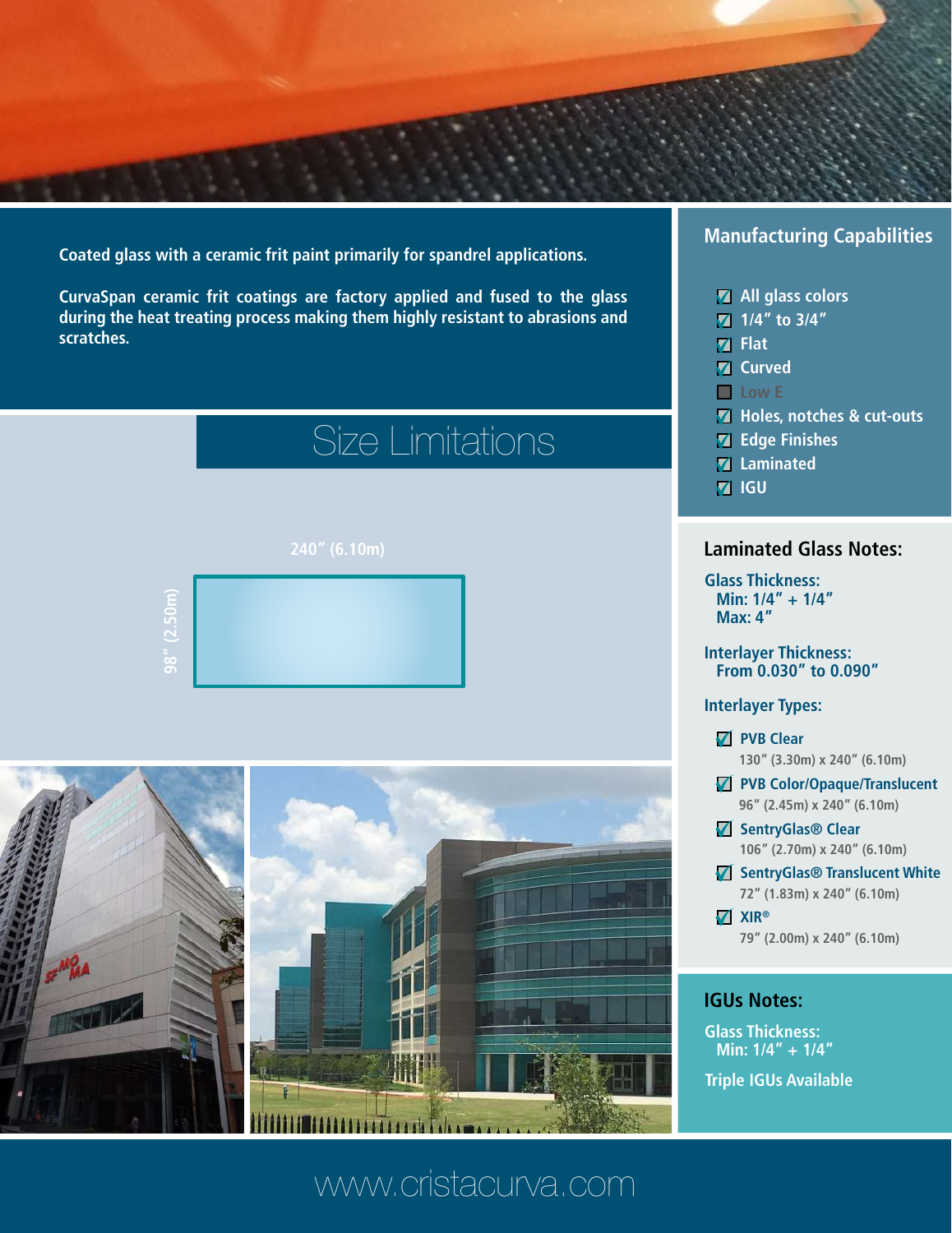Coated glass with a ceramic frit paint primarily for spandrel applications.

CurvaSpan ceramic frit coatings are factory applied and fused to the glass during the heat treating process making them highly resistant to abrasions and scratches.

## Size Limitations

240″ (6.10m)

98″ (2.50m)

## Manufacturing Capabilities

- ☑ All glass colors
- ☑ 1/4″ to 3/4″
- ☑ Flat
- ☑ Curved
- ☐ Low E
- ☑ Holes, notches & cut-outs
- ☑ Edge Finishes
- ☑ Laminated
- ☑ IGU

## Laminated Glass Notes:

**Glass Thickness:**
Min: 1/4″ + 1/4″
Max: 4″

**Interlayer Thickness:**
From 0.030″ to 0.090″

**Interlayer Types:**

- ☑ **PVB Clear**
  130″ (3.30m) x 240″ (6.10m)
- ☑ **PVB Color/Opaque/Translucent**
  96″ (2.45m) x 240″ (6.10m)
- ☑ **SentryGlas® Clear**
  106″ (2.70m) x 240″ (6.10m)
- ☑ **SentryGlas® Translucent White**
  72″ (1.83m) x 240″ (6.10m)
- ☑ **XIR®**
  79″ (2.00m) x 240″ (6.10m)

## IGUs Notes:

**Glass Thickness:**
Min: 1/4″ + 1/4″

**Triple IGUs Available**

www.cristacurva.com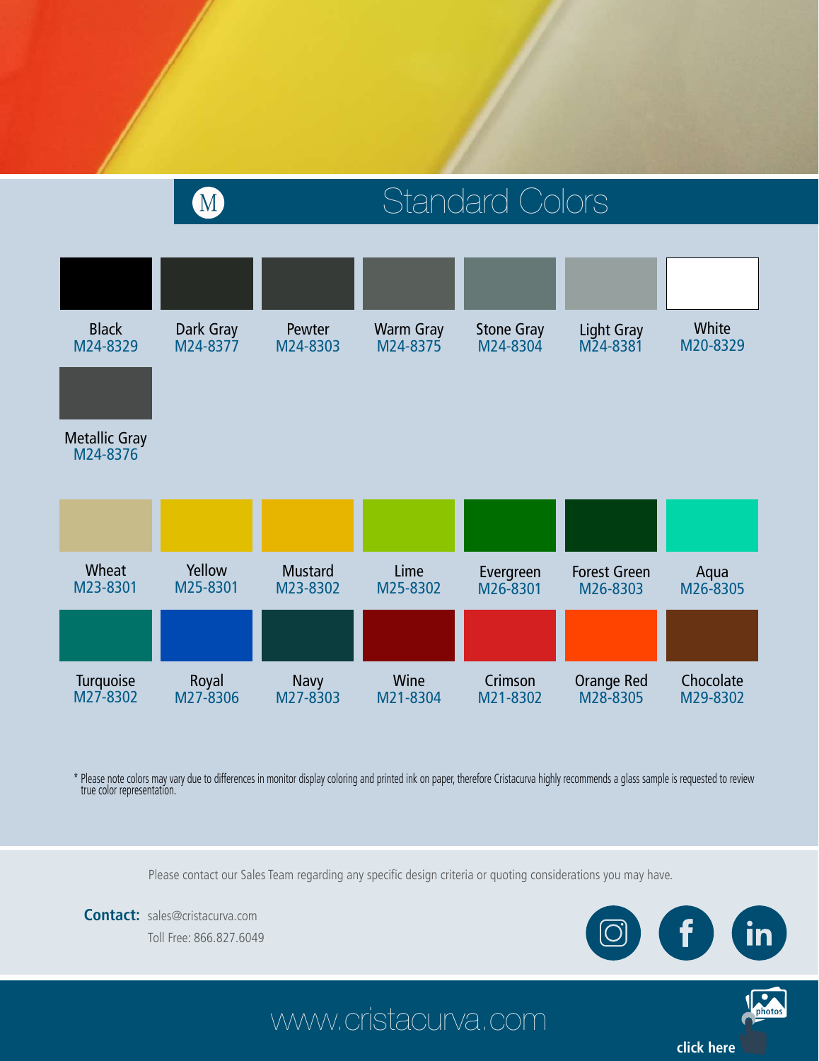# Standard Colors

| | | | | | | |
|---|---|---|---|---|---|---|
| Black<br>M24-8329 | Dark Gray<br>M24-8377 | Pewter<br>M24-8303 | Warm Gray<br>M24-8375 | Stone Gray<br>M24-8304 | Light Gray<br>M24-8381 | White<br>M20-8329 |
| Metallic Gray<br>M24-8376 | | | | | | |

| | | | | | | |
|---|---|---|---|---|---|---|
| Wheat<br>M23-8301 | Yellow<br>M25-8301 | Mustard<br>M23-8302 | Lime<br>M25-8302 | Evergreen<br>M26-8301 | Forest Green<br>M26-8303 | Aqua<br>M26-8305 |
| Turquoise<br>M27-8302 | Royal<br>M27-8306 | Navy<br>M27-8303 | Wine<br>M21-8304 | Crimson<br>M21-8302 | Orange Red<br>M28-8305 | Chocolate<br>M29-8302 |

* Please note colors may vary due to differences in monitor display coloring and printed ink on paper, therefore Cristacurva highly recommends a glass sample is requested to review true color representation.

Please contact our Sales Team regarding any specific design criteria or quoting considerations you may have.

**Contact:** sales@cristacurva.com
Toll Free: 866.827.6049

www.cristacurva.com

click here